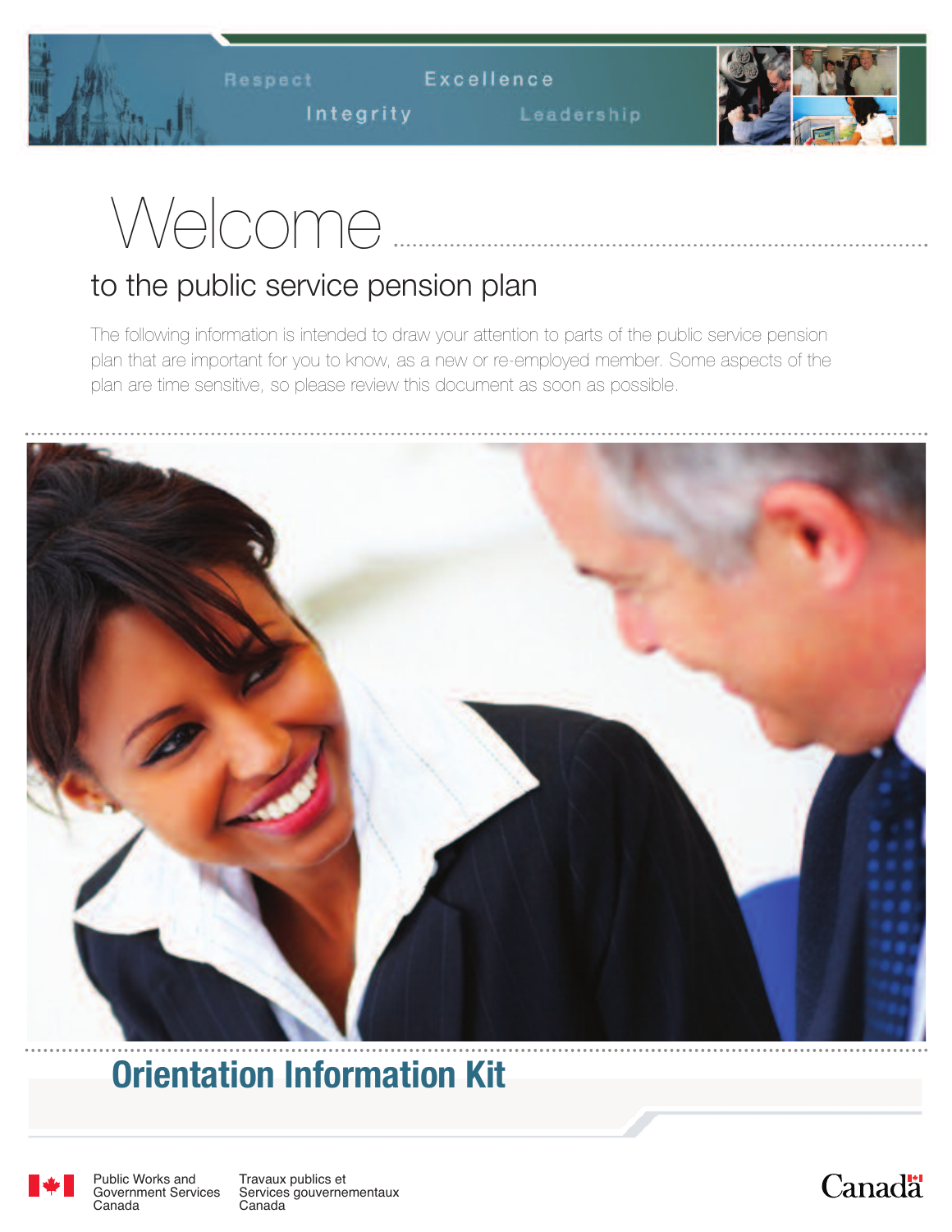Respect Excellence Integrity Leadership

# Welcome

## to the public service pension plan

The following information is intended to draw your attention to parts of the public service pension plan that are important for you to know, as a new or re-employed member. Some aspects of the plan are time sensitive, so please review this document as soon as possible.

## Orientation Information Kit

Public Works and Government Services Canada | Travaux publics et Services gouvernementaux Canada

Canada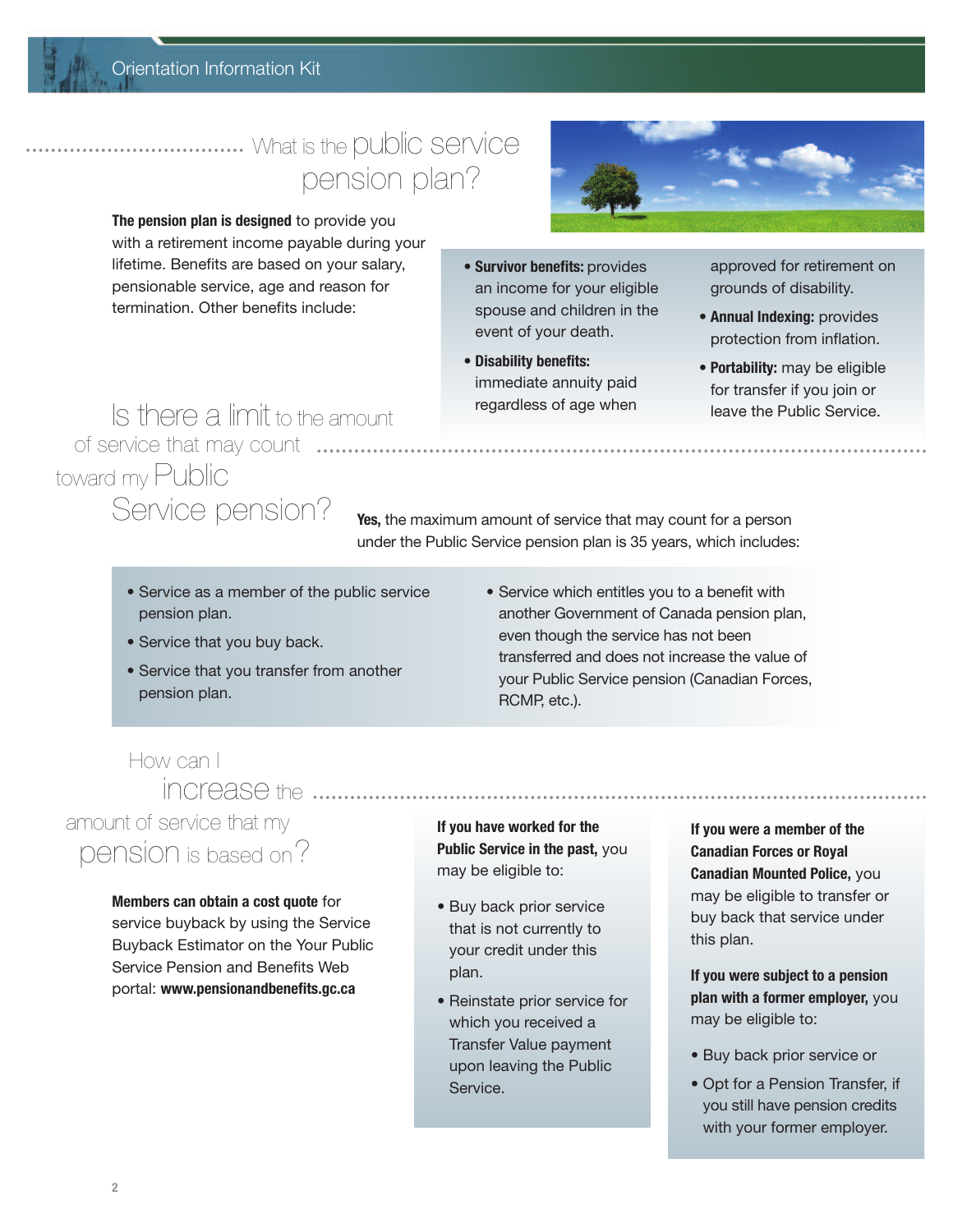## What is the public service pension plan?

**The pension plan is designed** to provide you with a retirement income payable during your lifetime. Benefits are based on your salary, pensionable service, age and reason for termination. Other benefits include:

- **Survivor benefits:** provides an income for your eligible spouse and children in the event of your death.
- **Disability benefits:** immediate annuity paid regardless of age when approved for retirement on grounds of disability.
- **Annual Indexing:** provides protection from inflation.
- **Portability:** may be eligible for transfer if you join or leave the Public Service.

## Is there a limit to the amount of service that may count toward my Public Service pension?

**Yes,** the maximum amount of service that may count for a person under the Public Service pension plan is 35 years, which includes:

- Service as a member of the public service pension plan.
- Service that you buy back.
- Service that you transfer from another pension plan.
- Service which entitles you to a benefit with another Government of Canada pension plan, even though the service has not been transferred and does not increase the value of your Public Service pension (Canadian Forces, RCMP, etc.).

## How can I increase the amount of service that my pension is based on?

**Members can obtain a cost quote** for service buyback by using the Service Buyback Estimator on the Your Public Service Pension and Benefits Web portal: **www.pensionandbenefits.gc.ca**

**If you have worked for the Public Service in the past,** you may be eligible to:

- Buy back prior service that is not currently to your credit under this plan.
- Reinstate prior service for which you received a Transfer Value payment upon leaving the Public Service.

**If you were a member of the Canadian Forces or Royal Canadian Mounted Police,** you may be eligible to transfer or buy back that service under this plan.

**If you were subject to a pension plan with a former employer,** you may be eligible to:

- Buy back prior service or
- Opt for a Pension Transfer, if you still have pension credits with your former employer.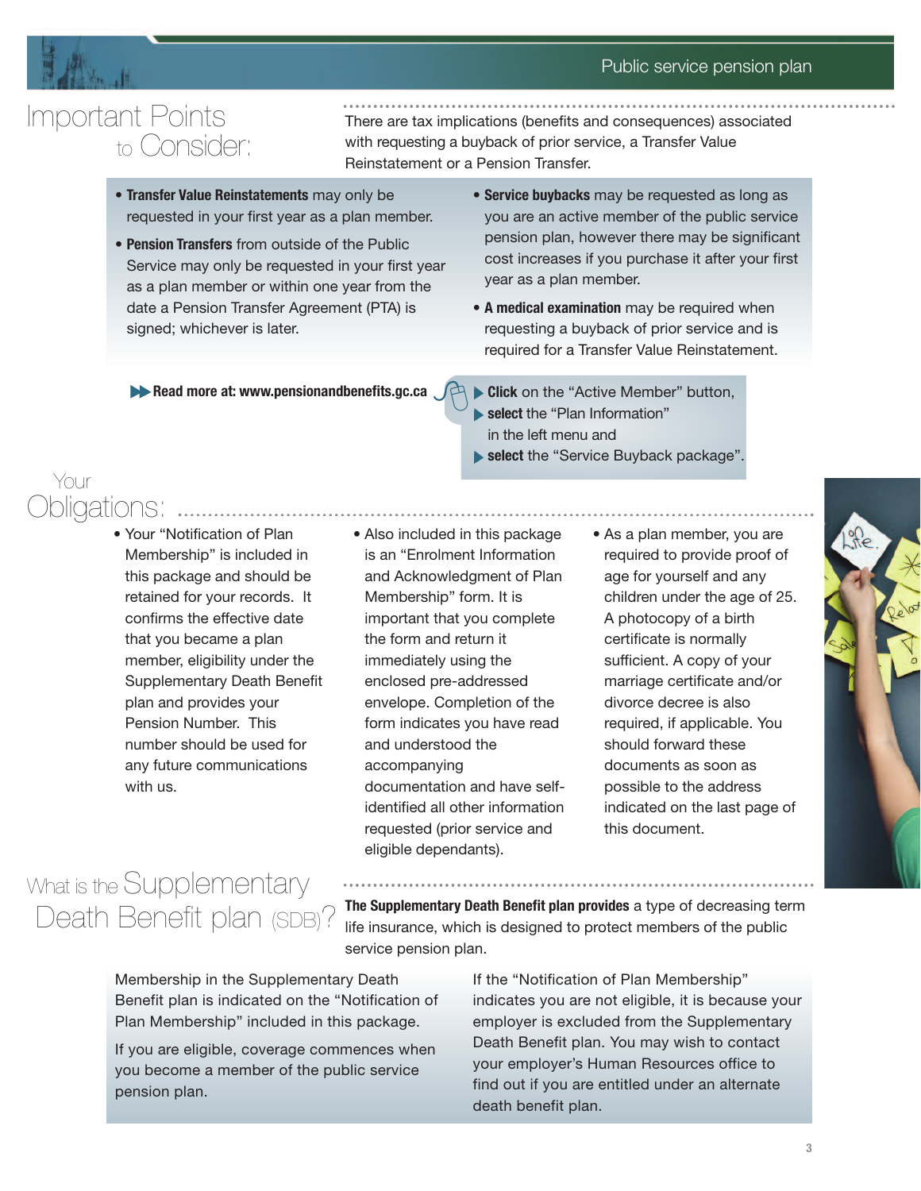## Important Points to Consider:

There are tax implications (benefits and consequences) associated with requesting a buyback of prior service, a Transfer Value Reinstatement or a Pension Transfer.

- **Transfer Value Reinstatements** may only be requested in your first year as a plan member.
- **Pension Transfers** from outside of the Public Service may only be requested in your first year as a plan member or within one year from the date a Pension Transfer Agreement (PTA) is signed; whichever is later.
- **Service buybacks** may be requested as long as you are an active member of the public service pension plan, however there may be significant cost increases if you purchase it after your first year as a plan member.
- **A medical examination** may be required when requesting a buyback of prior service and is required for a Transfer Value Reinstatement.

**Read more at: www.pensionandbenefits.gc.ca**

- **Click** on the "Active Member" button,
- **select** the "Plan Information" in the left menu and
- **select** the "Service Buyback package".

## Your Obligations:

- Your "Notification of Plan Membership" is included in this package and should be retained for your records. It confirms the effective date that you became a plan member, eligibility under the Supplementary Death Benefit plan and provides your Pension Number. This number should be used for any future communications with us.
- Also included in this package is an "Enrolment Information and Acknowledgment of Plan Membership" form. It is important that you complete the form and return it immediately using the enclosed pre-addressed envelope. Completion of the form indicates you have read and understood the accompanying documentation and have self-identified all other information requested (prior service and eligible dependants).
- As a plan member, you are required to provide proof of age for yourself and any children under the age of 25. A photocopy of a birth certificate is normally sufficient. A copy of your marriage certificate and/or divorce decree is also required, if applicable. You should forward these documents as soon as possible to the address indicated on the last page of this document.

## What is the Supplementary Death Benefit plan (SDB)?

**The Supplementary Death Benefit plan provides** a type of decreasing term life insurance, which is designed to protect members of the public service pension plan.

Membership in the Supplementary Death Benefit plan is indicated on the "Notification of Plan Membership" included in this package.

If you are eligible, coverage commences when you become a member of the public service pension plan.

If the "Notification of Plan Membership" indicates you are not eligible, it is because your employer is excluded from the Supplementary Death Benefit plan. You may wish to contact your employer's Human Resources office to find out if you are entitled under an alternate death benefit plan.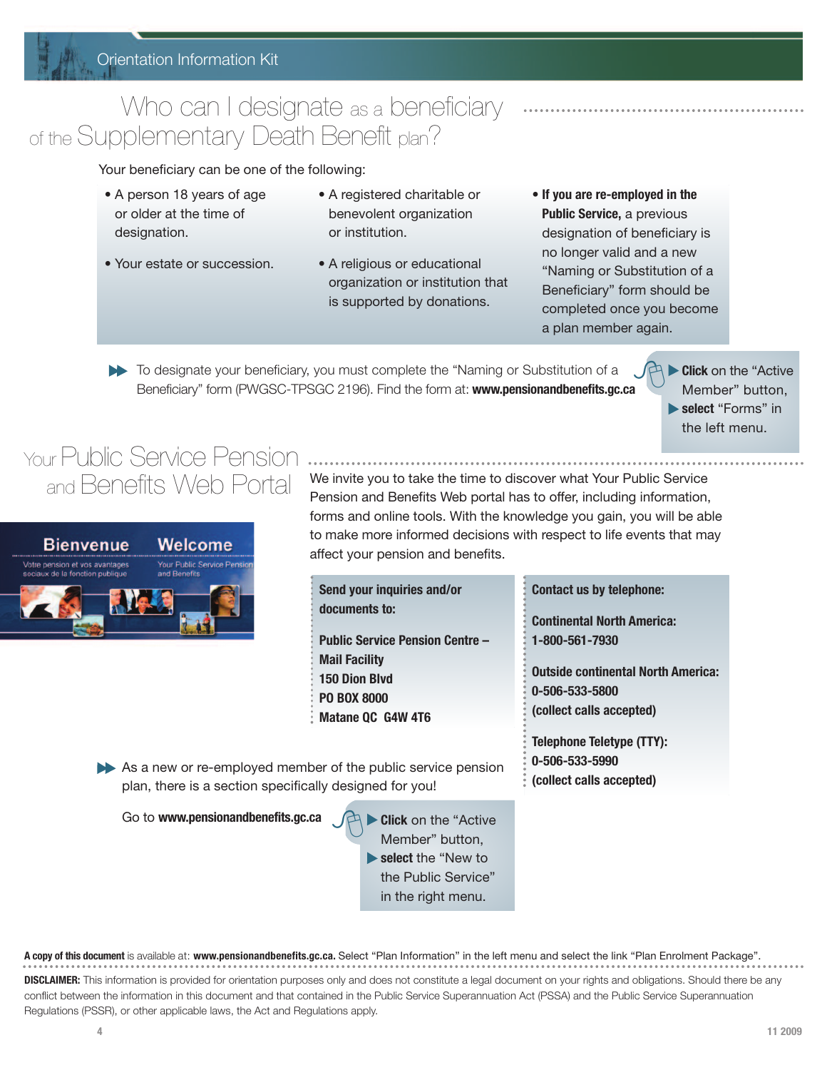## Who can I designate as a beneficiary of the Supplementary Death Benefit plan?

Your beneficiary can be one of the following:

- A person 18 years of age or older at the time of designation.
- Your estate or succession.
- A registered charitable or benevolent organization or institution.
- A religious or educational organization or institution that is supported by donations.
- **If you are re-employed in the Public Service,** a previous designation of beneficiary is no longer valid and a new "Naming or Substitution of a Beneficiary" form should be completed once you become a plan member again.

To designate your beneficiary, you must complete the "Naming or Substitution of a Beneficiary" form (PWGSC-TPSGC 2196). Find the form at: **www.pensionandbenefits.gc.ca**

- **Click** on the "Active Member" button,
- **select** "Forms" in the left menu.

## Your Public Service Pension and Benefits Web Portal

Bienvenue
Votre pension et vos avantages sociaux de la fonction publique

Welcome
Your Public Service Pension and Benefits

We invite you to take the time to discover what Your Public Service Pension and Benefits Web portal has to offer, including information, forms and online tools. With the knowledge you gain, you will be able to make more informed decisions with respect to life events that may affect your pension and benefits.

**Send your inquiries and/or documents to:**

**Public Service Pension Centre – Mail Facility**
**150 Dion Blvd**
**PO BOX 8000**
**Matane QC G4W 4T6**

**Contact us by telephone:**

**Continental North America:**
**1-800-561-7930**

**Outside continental North America:**
**0-506-533-5800**
**(collect calls accepted)**

**Telephone Teletype (TTY):**
**0-506-533-5990**
**(collect calls accepted)**

As a new or re-employed member of the public service pension plan, there is a section specifically designed for you!

Go to **www.pensionandbenefits.gc.ca**

- **Click** on the "Active Member" button,
- **select** the "New to the Public Service" in the right menu.

**A copy of this document** is available at: **www.pensionandbenefits.gc.ca.** Select "Plan Information" in the left menu and select the link "Plan Enrolment Package".

**DISCLAIMER:** This information is provided for orientation purposes only and does not constitute a legal document on your rights and obligations. Should there be any conflict between the information in this document and that contained in the Public Service Superannuation Act (PSSA) and the Public Service Superannuation Regulations (PSSR), or other applicable laws, the Act and Regulations apply.

11 2009